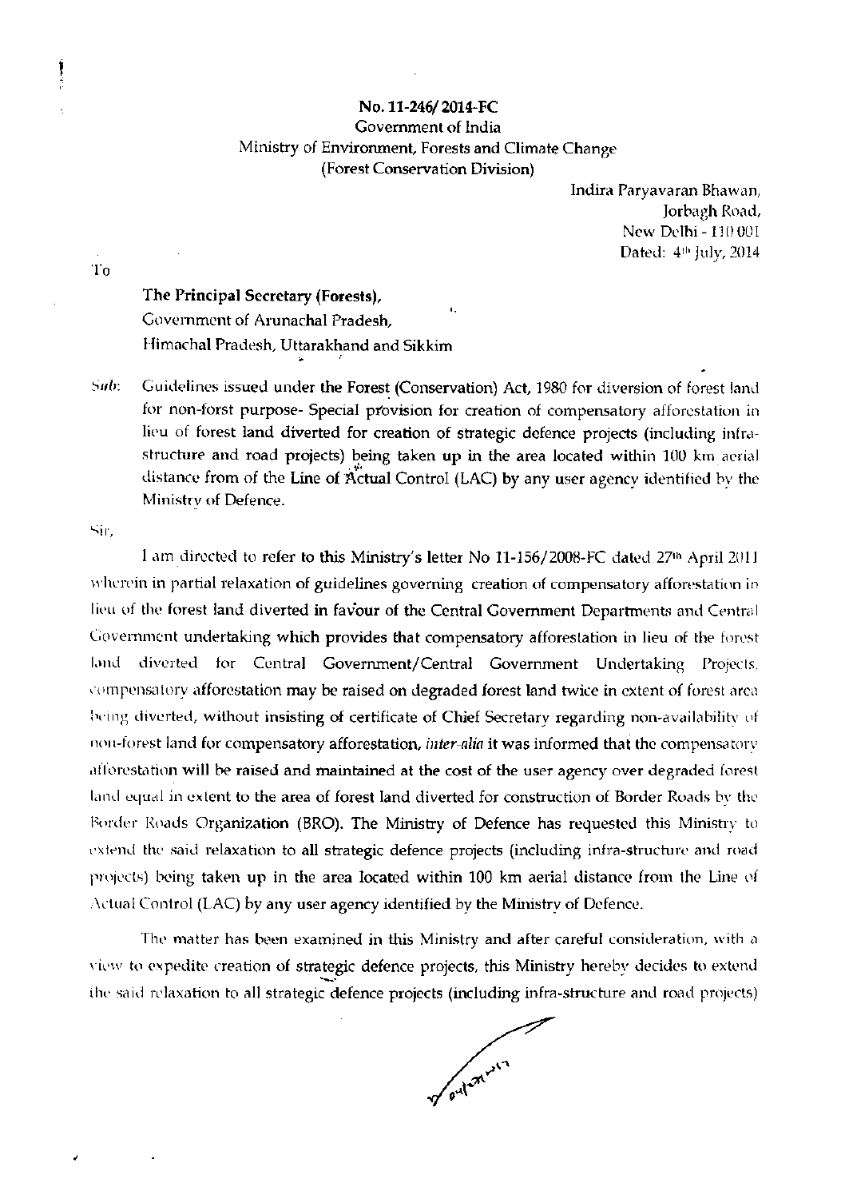**No. 11-246/ 2014-FC**
Government of India
Ministry of Environment, Forests and Climate Change
(Forest Conservation Division)

Indira Paryavaran Bhawan,
Jorbagh Road,
New Delhi - 110 001
Dated: 4th July, 2014

To

**The Principal Secretary (Forests),**
Government of Arunachal Pradesh,
Himachal Pradesh, Uttarakhand and Sikkim

Sub: Guidelines issued under the **Forest (Conservation) Act, 1980** for diversion of forest land for non-forst purpose- Special provision for creation of compensatory afforestation in lieu of forest land diverted for creation of strategic defence projects (including infra-structure and road projects) being taken up in the area located within 100 km aerial distance from of the Line of **Actual Control (LAC) by** any user agency identified by the Ministry of Defence.

Sir,

I am directed to refer to **this Ministry's letter No 11-156/2008-FC dated 27th April 2011** wherein in partial relaxation of guidelines governing creation of compensatory afforestation in lieu of the forest land diverted **in favour of the Central Government Departments** and Central Government undertaking **which provides that** compensatory afforestation in lieu of the forest land diverted for Central Government/Central Government Undertaking Projects, compensatory afforestation may be raised on degraded forest land twice in extent of forest area being diverted, without insisting of certificate of Chief Secretary regarding non-availability of non-forest land for compensatory afforestation, *inter-alia* **it** was informed that the compensatory afforestation **will be raised and** maintained at the cost of the user agency over degraded forest land equal in extent to the area of forest land diverted for construction of Border Roads by the Border Roads **Organization** (BRO). The Ministry of Defence has requested this Ministry to extend the said relaxation to **all** strategic defence projects (including infra-structure and road projects) being **taken up** in the area located within 100 km aerial distance from the Line of Actual Control (LAC) by any user agency identified by the Ministry of Defence.

The matter has been examined in this Ministry and after careful consideration, with a view to expedite creation of strategic defence projects, this Ministry hereby decides to extend the said relaxation to all strategic defence projects (including infra-structure and road projects)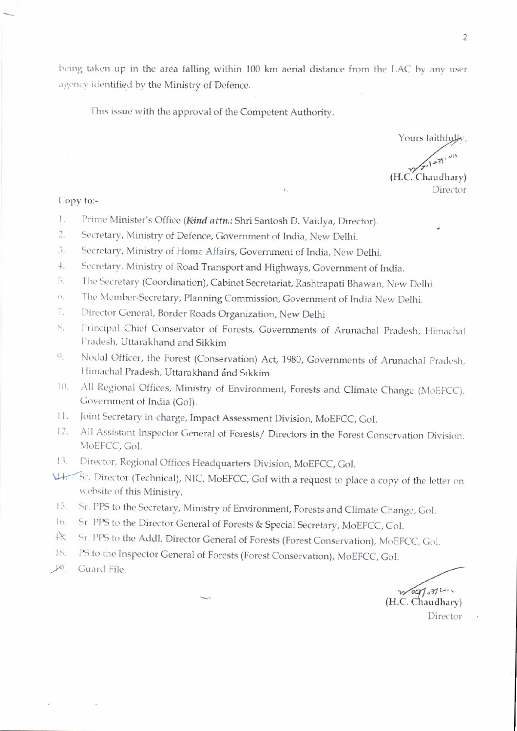being taken up in the area falling within 100 km aerial distance from the LAC by any user agency identified by the Ministry of Defence.

This issue with the approval of the Competent Authority.

Yours faithfully,

(H.C. Chaudhary)
Director

Copy to:-

1. Prime Minister's Office (***Kind attn.:*** Shri Santosh D. Vaidya, Director).
2. Secretary, Ministry of Defence, Government of India, New Delhi.
3. Secretary, Ministry of Home Affairs, Government of India, New Delhi.
4. Secretary, Ministry of Road Transport and Highways, Government of India.
5. The Secretary (Coordination), Cabinet Secretariat, Rashtrapati Bhawan, New Delhi.
6. The Member-Secretary, Planning Commission, Government of India New Delhi.
7. Director General, Border Roads Organization, New Delhi
8. Principal Chief Conservator of Forests, Governments of Arunachal Pradesh, Himachal Pradesh, Uttarakhand and Sikkim
9. Nodal Officer, the Forest (Conservation) Act, 1980, Governments of Arunachal Pradesh, Himachal Pradesh, Uttarakhand and Sikkim.
10. All Regional Offices, Ministry of Environment, Forests and Climate Change (MoEFCC), Government of India (GoI).
11. Joint Secretary in-charge, Impact Assessment Division, MoEFCC, GoI.
12. All Assistant Inspector General of Forests/ Directors in the Forest Conservation Division, MoEFCC, GoI.
13. Director, Regional Offices Headquarters Division, MoEFCC, GoI.
14. Sr. Director (Technical), NIC, MoEFCC, GoI with a request to place a copy of the letter on website of this Ministry.
15. Sr. PPS to the Secretary, Ministry of Environment, Forests and Climate Change, GoI.
16. Sr. PPS to the Director General of Forests & Special Secretary, MoEFCC, GoI.
17. Sr. PPS to the Addl. Director General of Forests (Forest Conservation), MoEFCC, GoI.
18. PS to the Inspector General of Forests (Forest Conservation), MoEFCC, GoI.
19. Guard File.

(H.C. Chaudhary)
Director